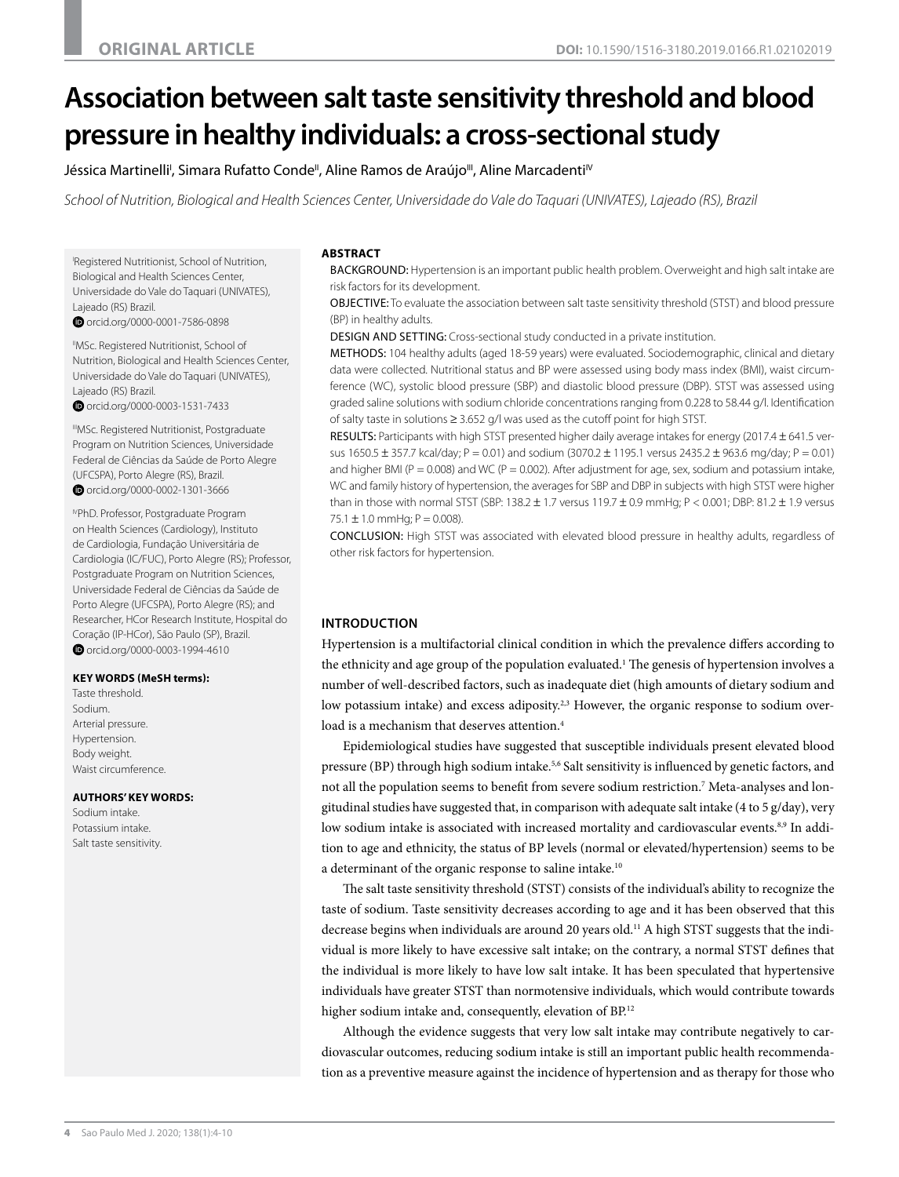ORIGINAL ARTICLE

DOI: 10.1590/1516-3180.2019.0166.R1.02102019

# Association between salt taste sensitivity threshold and blood pressure in healthy individuals: a cross-sectional study

Jéssica Martinelli[I], Simara Rufatto Conde[II], Aline Ramos de Araújo[III], Aline Marcadenti[IV]

*School of Nutrition, Biological and Health Sciences Center, Universidade do Vale do Taquari (UNIVATES), Lajeado (RS), Brazil*

[I]Registered Nutritionist, School of Nutrition, Biological and Health Sciences Center, Universidade do Vale do Taquari (UNIVATES), Lajeado (RS) Brazil.
orcid.org/0000-0001-7586-0898

[II]MSc. Registered Nutritionist, School of Nutrition, Biological and Health Sciences Center, Universidade do Vale do Taquari (UNIVATES), Lajeado (RS) Brazil.
orcid.org/0000-0003-1531-7433

[III]MSc. Registered Nutritionist, Postgraduate Program on Nutrition Sciences, Universidade Federal de Ciências da Saúde de Porto Alegre (UFCSPA), Porto Alegre (RS), Brazil.
orcid.org/0000-0002-1301-3666

[IV]PhD. Professor, Postgraduate Program on Health Sciences (Cardiology), Instituto de Cardiologia, Fundação Universitária de Cardiologia (IC/FUC), Porto Alegre (RS); Professor, Postgraduate Program on Nutrition Sciences, Universidade Federal de Ciências da Saúde de Porto Alegre (UFCSPA), Porto Alegre (RS); and Researcher, HCor Research Institute, Hospital do Coração (IP-HCor), São Paulo (SP), Brazil.
orcid.org/0000-0003-1994-4610

**KEY WORDS (MeSH terms):**
Taste threshold.
Sodium.
Arterial pressure.
Hypertension.
Body weight.
Waist circumference.

**AUTHORS' KEY WORDS:**
Sodium intake.
Potassium intake.
Salt taste sensitivity.

## ABSTRACT

BACKGROUND: Hypertension is an important public health problem. Overweight and high salt intake are risk factors for its development.

OBJECTIVE: To evaluate the association between salt taste sensitivity threshold (STST) and blood pressure (BP) in healthy adults.

DESIGN AND SETTING: Cross-sectional study conducted in a private institution.

METHODS: 104 healthy adults (aged 18-59 years) were evaluated. Sociodemographic, clinical and dietary data were collected. Nutritional status and BP were assessed using body mass index (BMI), waist circumference (WC), systolic blood pressure (SBP) and diastolic blood pressure (DBP). STST was assessed using graded saline solutions with sodium chloride concentrations ranging from 0.228 to 58.44 g/l. Identification of salty taste in solutions ≥ 3.652 g/l was used as the cutoff point for high STST.

RESULTS: Participants with high STST presented higher daily average intakes for energy (2017.4 ± 641.5 versus 1650.5 ± 357.7 kcal/day; P = 0.01) and sodium (3070.2 ± 1195.1 versus 2435.2 ± 963.6 mg/day; P = 0.01) and higher BMI (P = 0.008) and WC (P = 0.002). After adjustment for age, sex, sodium and potassium intake, WC and family history of hypertension, the averages for SBP and DBP in subjects with high STST were higher than in those with normal STST (SBP: 138.2 ± 1.7 versus 119.7 ± 0.9 mmHg; P < 0.001; DBP: 81.2 ± 1.9 versus 75.1 ± 1.0 mmHg; P = 0.008).

CONCLUSION: High STST was associated with elevated blood pressure in healthy adults, regardless of other risk factors for hypertension.

## INTRODUCTION

Hypertension is a multifactorial clinical condition in which the prevalence differs according to the ethnicity and age group of the population evaluated.[1] The genesis of hypertension involves a number of well-described factors, such as inadequate diet (high amounts of dietary sodium and low potassium intake) and excess adiposity.[2,3] However, the organic response to sodium overload is a mechanism that deserves attention.[4]

Epidemiological studies have suggested that susceptible individuals present elevated blood pressure (BP) through high sodium intake.[5,6] Salt sensitivity is influenced by genetic factors, and not all the population seems to benefit from severe sodium restriction.[7] Meta-analyses and longitudinal studies have suggested that, in comparison with adequate salt intake (4 to 5 g/day), very low sodium intake is associated with increased mortality and cardiovascular events.[8,9] In addition to age and ethnicity, the status of BP levels (normal or elevated/hypertension) seems to be a determinant of the organic response to saline intake.[10]

The salt taste sensitivity threshold (STST) consists of the individual's ability to recognize the taste of sodium. Taste sensitivity decreases according to age and it has been observed that this decrease begins when individuals are around 20 years old.[11] A high STST suggests that the individual is more likely to have excessive salt intake; on the contrary, a normal STST defines that the individual is more likely to have low salt intake. It has been speculated that hypertensive individuals have greater STST than normotensive individuals, which would contribute towards higher sodium intake and, consequently, elevation of BP.[12]

Although the evidence suggests that very low salt intake may contribute negatively to cardiovascular outcomes, reducing sodium intake is still an important public health recommendation as a preventive measure against the incidence of hypertension and as therapy for those who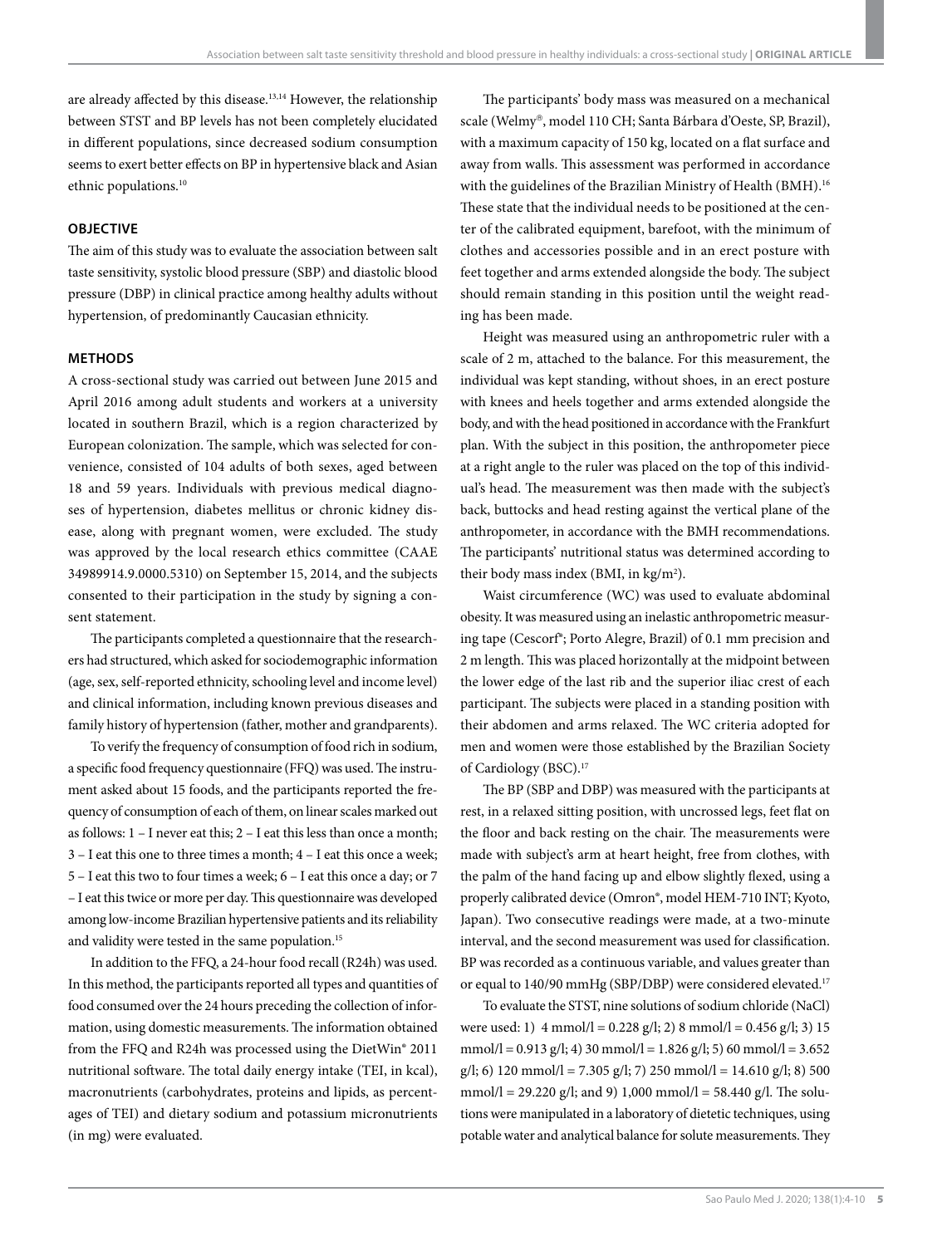are already affected by this disease.[13,14] However, the relationship between STST and BP levels has not been completely elucidated in different populations, since decreased sodium consumption seems to exert better effects on BP in hypertensive black and Asian ethnic populations.[10]

## OBJECTIVE

The aim of this study was to evaluate the association between salt taste sensitivity, systolic blood pressure (SBP) and diastolic blood pressure (DBP) in clinical practice among healthy adults without hypertension, of predominantly Caucasian ethnicity.

## METHODS

A cross-sectional study was carried out between June 2015 and April 2016 among adult students and workers at a university located in southern Brazil, which is a region characterized by European colonization. The sample, which was selected for convenience, consisted of 104 adults of both sexes, aged between 18 and 59 years. Individuals with previous medical diagnoses of hypertension, diabetes mellitus or chronic kidney disease, along with pregnant women, were excluded. The study was approved by the local research ethics committee (CAAE 34989914.9.0000.5310) on September 15, 2014, and the subjects consented to their participation in the study by signing a consent statement.

The participants completed a questionnaire that the researchers had structured, which asked for sociodemographic information (age, sex, self-reported ethnicity, schooling level and income level) and clinical information, including known previous diseases and family history of hypertension (father, mother and grandparents).

To verify the frequency of consumption of food rich in sodium, a specific food frequency questionnaire (FFQ) was used. The instrument asked about 15 foods, and the participants reported the frequency of consumption of each of them, on linear scales marked out as follows: 1 – I never eat this; 2 – I eat this less than once a month; 3 – I eat this one to three times a month; 4 – I eat this once a week; 5 – I eat this two to four times a week; 6 – I eat this once a day; or 7 – I eat this twice or more per day. This questionnaire was developed among low-income Brazilian hypertensive patients and its reliability and validity were tested in the same population.[15]

In addition to the FFQ, a 24-hour food recall (R24h) was used. In this method, the participants reported all types and quantities of food consumed over the 24 hours preceding the collection of information, using domestic measurements. The information obtained from the FFQ and R24h was processed using the DietWin® 2011 nutritional software. The total daily energy intake (TEI, in kcal), macronutrients (carbohydrates, proteins and lipids, as percentages of TEI) and dietary sodium and potassium micronutrients (in mg) were evaluated.

The participants' body mass was measured on a mechanical scale (Welmy®, model 110 CH; Santa Bárbara d'Oeste, SP, Brazil), with a maximum capacity of 150 kg, located on a flat surface and away from walls. This assessment was performed in accordance with the guidelines of the Brazilian Ministry of Health (BMH).[16] These state that the individual needs to be positioned at the center of the calibrated equipment, barefoot, with the minimum of clothes and accessories possible and in an erect posture with feet together and arms extended alongside the body. The subject should remain standing in this position until the weight reading has been made.

Height was measured using an anthropometric ruler with a scale of 2 m, attached to the balance. For this measurement, the individual was kept standing, without shoes, in an erect posture with knees and heels together and arms extended alongside the body, and with the head positioned in accordance with the Frankfurt plan. With the subject in this position, the anthropometer piece at a right angle to the ruler was placed on the top of this individual's head. The measurement was then made with the subject's back, buttocks and head resting against the vertical plane of the anthropometer, in accordance with the BMH recommendations. The participants' nutritional status was determined according to their body mass index (BMI, in kg/m$^2$).

Waist circumference (WC) was used to evaluate abdominal obesity. It was measured using an inelastic anthropometric measuring tape (Cescorf®; Porto Alegre, Brazil) of 0.1 mm precision and 2 m length. This was placed horizontally at the midpoint between the lower edge of the last rib and the superior iliac crest of each participant. The subjects were placed in a standing position with their abdomen and arms relaxed. The WC criteria adopted for men and women were those established by the Brazilian Society of Cardiology (BSC).[17]

The BP (SBP and DBP) was measured with the participants at rest, in a relaxed sitting position, with uncrossed legs, feet flat on the floor and back resting on the chair. The measurements were made with subject's arm at heart height, free from clothes, with the palm of the hand facing up and elbow slightly flexed, using a properly calibrated device (Omron®, model HEM-710 INT; Kyoto, Japan). Two consecutive readings were made, at a two-minute interval, and the second measurement was used for classification. BP was recorded as a continuous variable, and values greater than or equal to 140/90 mmHg (SBP/DBP) were considered elevated.[17]

To evaluate the STST, nine solutions of sodium chloride (NaCl) were used: 1) 4 mmol/l = 0.228 g/l; 2) 8 mmol/l = 0.456 g/l; 3) 15 mmol/l = 0.913 g/l; 4) 30 mmol/l = 1.826 g/l; 5) 60 mmol/l = 3.652 g/l; 6) 120 mmol/l = 7.305 g/l; 7) 250 mmol/l = 14.610 g/l; 8) 500 mmol/l = 29.220 g/l; and 9) 1,000 mmol/l = 58.440 g/l. The solutions were manipulated in a laboratory of dietetic techniques, using potable water and analytical balance for solute measurements. They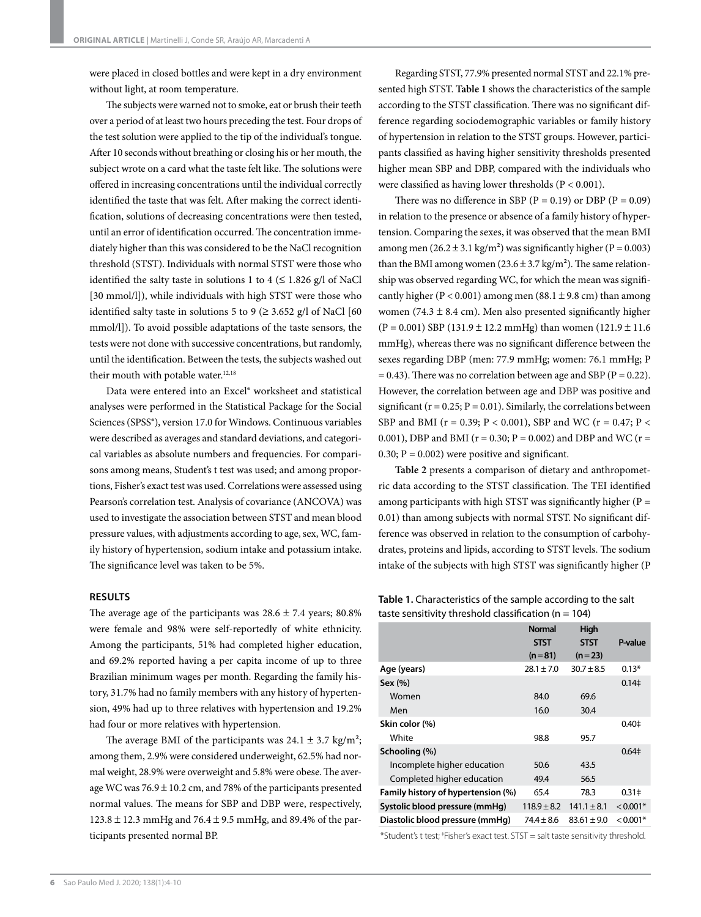were placed in closed bottles and were kept in a dry environment without light, at room temperature.

The subjects were warned not to smoke, eat or brush their teeth over a period of at least two hours preceding the test. Four drops of the test solution were applied to the tip of the individual's tongue. After 10 seconds without breathing or closing his or her mouth, the subject wrote on a card what the taste felt like. The solutions were offered in increasing concentrations until the individual correctly identified the taste that was felt. After making the correct identification, solutions of decreasing concentrations were then tested, until an error of identification occurred. The concentration immediately higher than this was considered to be the NaCl recognition threshold (STST). Individuals with normal STST were those who identified the salty taste in solutions 1 to 4 (≤ 1.826 g/l of NaCl [30 mmol/l]), while individuals with high STST were those who identified salty taste in solutions 5 to 9 (≥ 3.652 g/l of NaCl [60 mmol/l]). To avoid possible adaptations of the taste sensors, the tests were not done with successive concentrations, but randomly, until the identification. Between the tests, the subjects washed out their mouth with potable water.[12,18]

Data were entered into an Excel® worksheet and statistical analyses were performed in the Statistical Package for the Social Sciences (SPSS®), version 17.0 for Windows. Continuous variables were described as averages and standard deviations, and categorical variables as absolute numbers and frequencies. For comparisons among means, Student's t test was used; and among proportions, Fisher's exact test was used. Correlations were assessed using Pearson's correlation test. Analysis of covariance (ANCOVA) was used to investigate the association between STST and mean blood pressure values, with adjustments according to age, sex, WC, family history of hypertension, sodium intake and potassium intake. The significance level was taken to be 5%.

## RESULTS

The average age of the participants was 28.6 ± 7.4 years; 80.8% were female and 98% were self-reportedly of white ethnicity. Among the participants, 51% had completed higher education, and 69.2% reported having a per capita income of up to three Brazilian minimum wages per month. Regarding the family history, 31.7% had no family members with any history of hypertension, 49% had up to three relatives with hypertension and 19.2% had four or more relatives with hypertension.

The average BMI of the participants was 24.1 ± 3.7 kg/m²; among them, 2.9% were considered underweight, 62.5% had normal weight, 28.9% were overweight and 5.8% were obese. The average WC was 76.9 ± 10.2 cm, and 78% of the participants presented normal values. The means for SBP and DBP were, respectively, 123.8 ± 12.3 mmHg and 76.4 ± 9.5 mmHg, and 89.4% of the participants presented normal BP.

Regarding STST, 77.9% presented normal STST and 22.1% presented high STST. **Table 1** shows the characteristics of the sample according to the STST classification. There was no significant difference regarding sociodemographic variables or family history of hypertension in relation to the STST groups. However, participants classified as having higher sensitivity thresholds presented higher mean SBP and DBP, compared with the individuals who were classified as having lower thresholds (P < 0.001).

There was no difference in SBP (P = 0.19) or DBP (P = 0.09) in relation to the presence or absence of a family history of hypertension. Comparing the sexes, it was observed that the mean BMI among men (26.2 ± 3.1 kg/m²) was significantly higher (P = 0.003) than the BMI among women (23.6 ± 3.7 kg/m²). The same relationship was observed regarding WC, for which the mean was significantly higher (P < 0.001) among men (88.1 ± 9.8 cm) than among women (74.3 ± 8.4 cm). Men also presented significantly higher (P = 0.001) SBP (131.9 ± 12.2 mmHg) than women (121.9 ± 11.6 mmHg), whereas there was no significant difference between the sexes regarding DBP (men: 77.9 mmHg; women: 76.1 mmHg; P = 0.43). There was no correlation between age and SBP (P = 0.22). However, the correlation between age and DBP was positive and significant (r = 0.25; P = 0.01). Similarly, the correlations between SBP and BMI (r = 0.39; P < 0.001), SBP and WC (r = 0.47; P < 0.001), DBP and BMI (r = 0.30; P = 0.002) and DBP and WC (r = 0.30; P = 0.002) were positive and significant.

**Table 2** presents a comparison of dietary and anthropometric data according to the STST classification. The TEI identified among participants with high STST was significantly higher (P = 0.01) than among subjects with normal STST. No significant difference was observed in relation to the consumption of carbohydrates, proteins and lipids, according to STST levels. The sodium intake of the subjects with high STST was significantly higher (P

**Table 1.** Characteristics of the sample according to the salt taste sensitivity threshold classification (n = 104)

| | Normal STST (n = 81) | High STST (n = 23) | P-value |
|---|---|---|---|
| **Age (years)** | 28.1 ± 7.0 | 30.7 ± 8.5 | 0.13* |
| **Sex (%)** | | | 0.14‡ |
| Women | 84.0 | 69.6 | |
| Men | 16.0 | 30.4 | |
| **Skin color (%)** | | | 0.40‡ |
| White | 98.8 | 95.7 | |
| **Schooling (%)** | | | 0.64‡ |
| Incomplete higher education | 50.6 | 43.5 | |
| Completed higher education | 49.4 | 56.5 | |
| **Family history of hypertension (%)** | 65.4 | 78.3 | 0.31‡ |
| **Systolic blood pressure (mmHg)** | 118.9 ± 8.2 | 141.1 ± 8.1 | < 0.001* |
| **Diastolic blood pressure (mmHg)** | 74.4 ± 8.6 | 83.61 ± 9.0 | < 0.001* |

*Student's t test; ‡Fisher's exact test. STST = salt taste sensitivity threshold.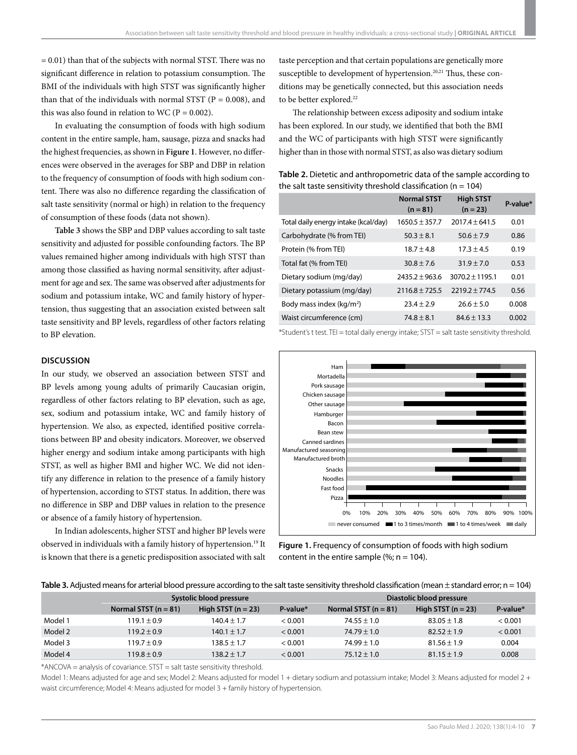= 0.01) than that of the subjects with normal STST. There was no significant difference in relation to potassium consumption. The BMI of the individuals with high STST was significantly higher than that of the individuals with normal STST (P = 0.008), and this was also found in relation to WC (P = 0.002).

In evaluating the consumption of foods with high sodium content in the entire sample, ham, sausage, pizza and snacks had the highest frequencies, as shown in **Figure 1**. However, no differences were observed in the averages for SBP and DBP in relation to the frequency of consumption of foods with high sodium content. There was also no difference regarding the classification of salt taste sensitivity (normal or high) in relation to the frequency of consumption of these foods (data not shown).

**Table 3** shows the SBP and DBP values according to salt taste sensitivity and adjusted for possible confounding factors. The BP values remained higher among individuals with high STST than among those classified as having normal sensitivity, after adjustment for age and sex. The same was observed after adjustments for sodium and potassium intake, WC and family history of hypertension, thus suggesting that an association existed between salt taste sensitivity and BP levels, regardless of other factors relating to BP elevation.

## DISCUSSION

In our study, we observed an association between STST and BP levels among young adults of primarily Caucasian origin, regardless of other factors relating to BP elevation, such as age, sex, sodium and potassium intake, WC and family history of hypertension. We also, as expected, identified positive correlations between BP and obesity indicators. Moreover, we observed higher energy and sodium intake among participants with high STST, as well as higher BMI and higher WC. We did not identify any difference in relation to the presence of a family history of hypertension, according to STST status. In addition, there was no difference in SBP and DBP values in relation to the presence or absence of a family history of hypertension.

In Indian adolescents, higher STST and higher BP levels were observed in individuals with a family history of hypertension.[19] It is known that there is a genetic predisposition associated with salt taste perception and that certain populations are genetically more susceptible to development of hypertension.[20,21] Thus, these conditions may be genetically connected, but this association needs to be better explored.[22]

The relationship between excess adiposity and sodium intake has been explored. In our study, we identified that both the BMI and the WC of participants with high STST were significantly higher than in those with normal STST, as also was dietary sodium

**Table 2.** Dietetic and anthropometric data of the sample according to the salt taste sensitivity threshold classification (n = 104)

| | Normal STST (n = 81) | High STST (n = 23) | P-value* |
|---|---|---|---|
| Total daily energy intake (kcal/day) | 1650.5 ± 357.7 | 2017.4 ± 641.5 | 0.01 |
| Carbohydrate (% from TEI) | 50.3 ± 8.1 | 50.6 ± 7.9 | 0.86 |
| Protein (% from TEI) | 18.7 ± 4.8 | 17.3 ± 4.5 | 0.19 |
| Total fat (% from TEI) | 30.8 ± 7.6 | 31.9 ± 7.0 | 0.53 |
| Dietary sodium (mg/day) | 2435.2 ± 963.6 | 3070.2 ± 1195.1 | 0.01 |
| Dietary potassium (mg/day) | 2116.8 ± 725.5 | 2219.2 ± 774.5 | 0.56 |
| Body mass index (kg/m²) | 23.4 ± 2.9 | 26.6 ± 5.0 | 0.008 |
| Waist circumference (cm) | 74.8 ± 8.1 | 84.6 ± 13.3 | 0.002 |

*Student's t test. TEI = total daily energy intake; STST = salt taste sensitivity threshold.

**Figure 1.** Frequency of consumption of foods with high sodium content in the entire sample (%; n = 104).

**Table 3.** Adjusted means for arterial blood pressure according to the salt taste sensitivity threshold classification (mean ± standard error; n = 104)

| | Systolic blood pressure | | | Diastolic blood pressure | | |
|---|---|---|---|---|---|---|
| | Normal STST (n = 81) | High STST (n = 23) | P-value* | Normal STST (n = 81) | High STST (n = 23) | P-value* |
| Model 1 | 119.1 ± 0.9 | 140.4 ± 1.7 | < 0.001 | 74.55 ± 1.0 | 83.05 ± 1.8 | < 0.001 |
| Model 2 | 119.2 ± 0.9 | 140.1 ± 1.7 | < 0.001 | 74.79 ± 1.0 | 82.52 ± 1.9 | < 0.001 |
| Model 3 | 119.7 ± 0.9 | 138.5 ± 1.7 | < 0.001 | 74.99 ± 1.0 | 81.56 ± 1.9 | 0.004 |
| Model 4 | 119.8 ± 0.9 | 138.2 ± 1.7 | < 0.001 | 75.12 ± 1.0 | 81.15 ± 1.9 | 0.008 |

*ANCOVA = analysis of covariance. STST = salt taste sensitivity threshold.

Model 1: Means adjusted for age and sex; Model 2: Means adjusted for model 1 + dietary sodium and potassium intake; Model 3: Means adjusted for model 2 + waist circumference; Model 4: Means adjusted for model 3 + family history of hypertension.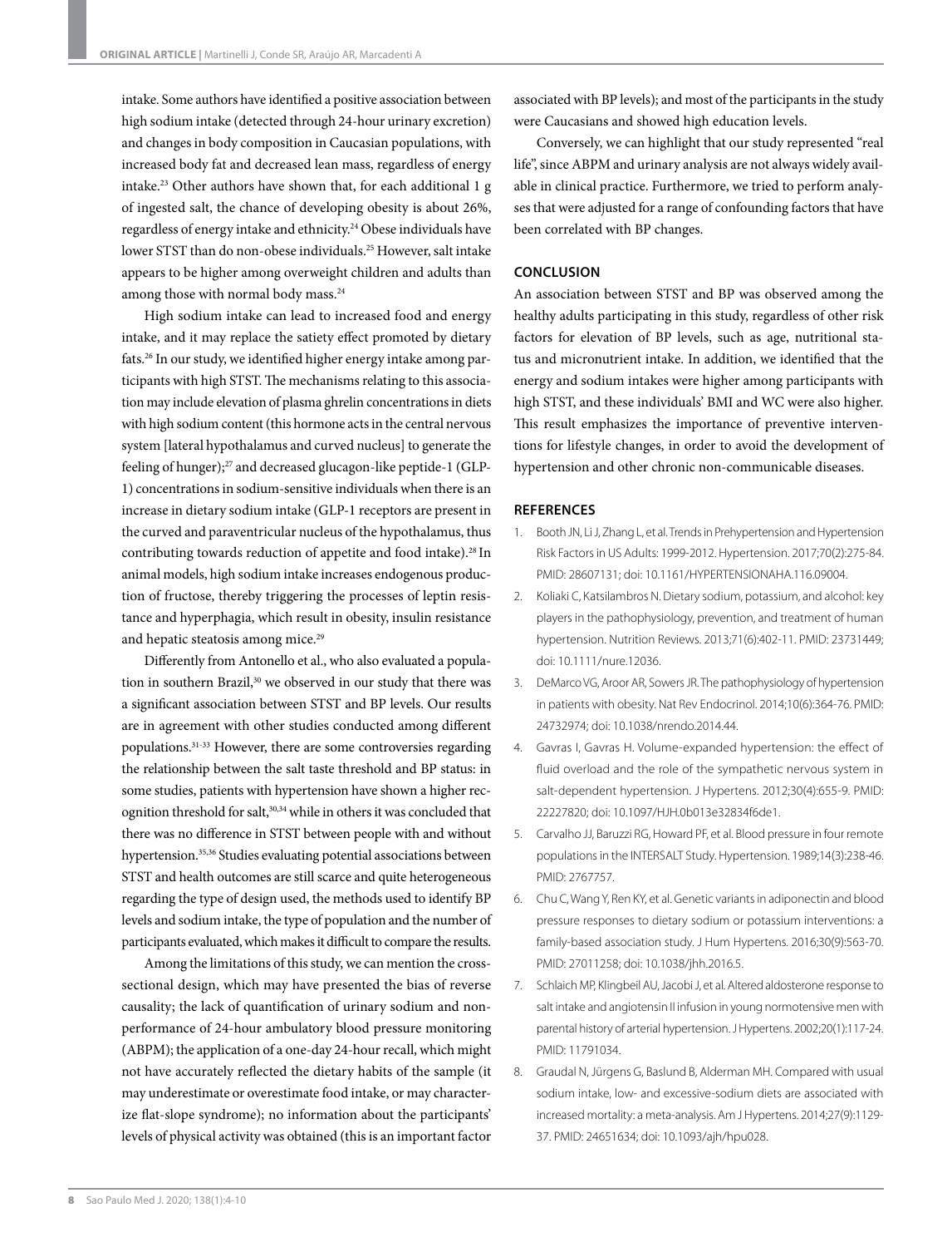intake. Some authors have identified a positive association between high sodium intake (detected through 24-hour urinary excretion) and changes in body composition in Caucasian populations, with increased body fat and decreased lean mass, regardless of energy intake.[23] Other authors have shown that, for each additional 1 g of ingested salt, the chance of developing obesity is about 26%, regardless of energy intake and ethnicity.[24] Obese individuals have lower STST than do non-obese individuals.[25] However, salt intake appears to be higher among overweight children and adults than among those with normal body mass.[24]

High sodium intake can lead to increased food and energy intake, and it may replace the satiety effect promoted by dietary fats.[26] In our study, we identified higher energy intake among participants with high STST. The mechanisms relating to this association may include elevation of plasma ghrelin concentrations in diets with high sodium content (this hormone acts in the central nervous system [lateral hypothalamus and curved nucleus] to generate the feeling of hunger);[27] and decreased glucagon-like peptide-1 (GLP-1) concentrations in sodium-sensitive individuals when there is an increase in dietary sodium intake (GLP-1 receptors are present in the curved and paraventricular nucleus of the hypothalamus, thus contributing towards reduction of appetite and food intake).[28] In animal models, high sodium intake increases endogenous production of fructose, thereby triggering the processes of leptin resistance and hyperphagia, which result in obesity, insulin resistance and hepatic steatosis among mice.[29]

Differently from Antonello et al., who also evaluated a population in southern Brazil,[30] we observed in our study that there was a significant association between STST and BP levels. Our results are in agreement with other studies conducted among different populations.[31-33] However, there are some controversies regarding the relationship between the salt taste threshold and BP status: in some studies, patients with hypertension have shown a higher recognition threshold for salt,[30,34] while in others it was concluded that there was no difference in STST between people with and without hypertension.[35,36] Studies evaluating potential associations between STST and health outcomes are still scarce and quite heterogeneous regarding the type of design used, the methods used to identify BP levels and sodium intake, the type of population and the number of participants evaluated, which makes it difficult to compare the results.

Among the limitations of this study, we can mention the cross-sectional design, which may have presented the bias of reverse causality; the lack of quantification of urinary sodium and non-performance of 24-hour ambulatory blood pressure monitoring (ABPM); the application of a one-day 24-hour recall, which might not have accurately reflected the dietary habits of the sample (it may underestimate or overestimate food intake, or may characterize flat-slope syndrome); no information about the participants' levels of physical activity was obtained (this is an important factor associated with BP levels); and most of the participants in the study were Caucasians and showed high education levels.

Conversely, we can highlight that our study represented "real life", since ABPM and urinary analysis are not always widely available in clinical practice. Furthermore, we tried to perform analyses that were adjusted for a range of confounding factors that have been correlated with BP changes.

## CONCLUSION

An association between STST and BP was observed among the healthy adults participating in this study, regardless of other risk factors for elevation of BP levels, such as age, nutritional status and micronutrient intake. In addition, we identified that the energy and sodium intakes were higher among participants with high STST, and these individuals' BMI and WC were also higher. This result emphasizes the importance of preventive interventions for lifestyle changes, in order to avoid the development of hypertension and other chronic non-communicable diseases.

## REFERENCES

1. Booth JN, Li J, Zhang L, et al. Trends in Prehypertension and Hypertension Risk Factors in US Adults: 1999-2012. Hypertension. 2017;70(2):275-84. PMID: 28607131; doi: 10.1161/HYPERTENSIONAHA.116.09004.
2. Koliaki C, Katsilambros N. Dietary sodium, potassium, and alcohol: key players in the pathophysiology, prevention, and treatment of human hypertension. Nutrition Reviews. 2013;71(6):402-11. PMID: 23731449; doi: 10.1111/nure.12036.
3. DeMarco VG, Aroor AR, Sowers JR. The pathophysiology of hypertension in patients with obesity. Nat Rev Endocrinol. 2014;10(6):364-76. PMID: 24732974; doi: 10.1038/nrendo.2014.44.
4. Gavras I, Gavras H. Volume-expanded hypertension: the effect of fluid overload and the role of the sympathetic nervous system in salt-dependent hypertension. J Hypertens. 2012;30(4):655-9. PMID: 22227820; doi: 10.1097/HJH.0b013e32834f6de1.
5. Carvalho JJ, Baruzzi RG, Howard PF, et al. Blood pressure in four remote populations in the INTERSALT Study. Hypertension. 1989;14(3):238-46. PMID: 2767757.
6. Chu C, Wang Y, Ren KY, et al. Genetic variants in adiponectin and blood pressure responses to dietary sodium or potassium interventions: a family-based association study. J Hum Hypertens. 2016;30(9):563-70. PMID: 27011258; doi: 10.1038/jhh.2016.5.
7. Schlaich MP, Klingbeil AU, Jacobi J, et al. Altered aldosterone response to salt intake and angiotensin II infusion in young normotensive men with parental history of arterial hypertension. J Hypertens. 2002;20(1):117-24. PMID: 11791034.
8. Graudal N, Jürgens G, Baslund B, Alderman MH. Compared with usual sodium intake, low- and excessive-sodium diets are associated with increased mortality: a meta-analysis. Am J Hypertens. 2014;27(9):1129-37. PMID: 24651634; doi: 10.1093/ajh/hpu028.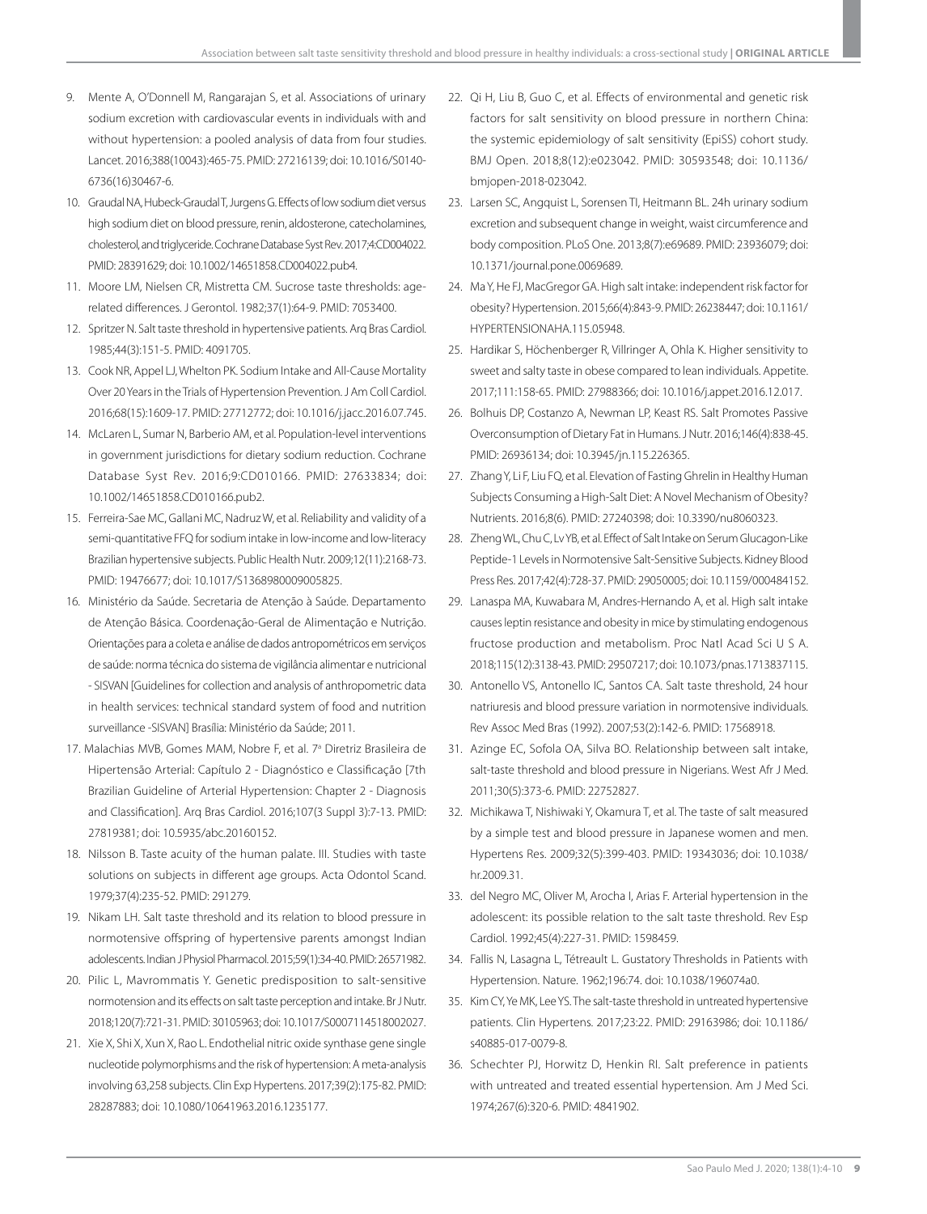9. Mente A, O'Donnell M, Rangarajan S, et al. Associations of urinary sodium excretion with cardiovascular events in individuals with and without hypertension: a pooled analysis of data from four studies. Lancet. 2016;388(10043):465-75. PMID: 27216139; doi: 10.1016/S0140-6736(16)30467-6.
10. Graudal NA, Hubeck-Graudal T, Jurgens G. Effects of low sodium diet versus high sodium diet on blood pressure, renin, aldosterone, catecholamines, cholesterol, and triglyceride. Cochrane Database Syst Rev. 2017;4:CD004022. PMID: 28391629; doi: 10.1002/14651858.CD004022.pub4.
11. Moore LM, Nielsen CR, Mistretta CM. Sucrose taste thresholds: age-related differences. J Gerontol. 1982;37(1):64-9. PMID: 7053400.
12. Spritzer N. Salt taste threshold in hypertensive patients. Arq Bras Cardiol. 1985;44(3):151-5. PMID: 4091705.
13. Cook NR, Appel LJ, Whelton PK. Sodium Intake and All-Cause Mortality Over 20 Years in the Trials of Hypertension Prevention. J Am Coll Cardiol. 2016;68(15):1609-17. PMID: 27712772; doi: 10.1016/j.jacc.2016.07.745.
14. McLaren L, Sumar N, Barberio AM, et al. Population-level interventions in government jurisdictions for dietary sodium reduction. Cochrane Database Syst Rev. 2016;9:CD010166. PMID: 27633834; doi: 10.1002/14651858.CD010166.pub2.
15. Ferreira-Sae MC, Gallani MC, Nadruz W, et al. Reliability and validity of a semi-quantitative FFQ for sodium intake in low-income and low-literacy Brazilian hypertensive subjects. Public Health Nutr. 2009;12(11):2168-73. PMID: 19476677; doi: 10.1017/S1368980009005825.
16. Ministério da Saúde. Secretaria de Atenção à Saúde. Departamento de Atenção Básica. Coordenação-Geral de Alimentação e Nutrição. Orientações para a coleta e análise de dados antropométricos em serviços de saúde: norma técnica do sistema de vigilância alimentar e nutricional - SISVAN [Guidelines for collection and analysis of anthropometric data in health services: technical standard system of food and nutrition surveillance -SISVAN] Brasília: Ministério da Saúde; 2011.
17. Malachias MVB, Gomes MAM, Nobre F, et al. 7ª Diretriz Brasileira de Hipertensão Arterial: Capítulo 2 - Diagnóstico e Classificação [7th Brazilian Guideline of Arterial Hypertension: Chapter 2 - Diagnosis and Classification]. Arq Bras Cardiol. 2016;107(3 Suppl 3):7-13. PMID: 27819381; doi: 10.5935/abc.20160152.
18. Nilsson B. Taste acuity of the human palate. III. Studies with taste solutions on subjects in different age groups. Acta Odontol Scand. 1979;37(4):235-52. PMID: 291279.
19. Nikam LH. Salt taste threshold and its relation to blood pressure in normotensive offspring of hypertensive parents amongst Indian adolescents. Indian J Physiol Pharmacol. 2015;59(1):34-40. PMID: 26571982.
20. Pilic L, Mavrommatis Y. Genetic predisposition to salt-sensitive normotension and its effects on salt taste perception and intake. Br J Nutr. 2018;120(7):721-31. PMID: 30105963; doi: 10.1017/S0007114518002027.
21. Xie X, Shi X, Xun X, Rao L. Endothelial nitric oxide synthase gene single nucleotide polymorphisms and the risk of hypertension: A meta-analysis involving 63,258 subjects. Clin Exp Hypertens. 2017;39(2):175-82. PMID: 28287883; doi: 10.1080/10641963.2016.1235177.
22. Qi H, Liu B, Guo C, et al. Effects of environmental and genetic risk factors for salt sensitivity on blood pressure in northern China: the systemic epidemiology of salt sensitivity (EpiSS) cohort study. BMJ Open. 2018;8(12):e023042. PMID: 30593548; doi: 10.1136/bmjopen-2018-023042.
23. Larsen SC, Angquist L, Sorensen TI, Heitmann BL. 24h urinary sodium excretion and subsequent change in weight, waist circumference and body composition. PLoS One. 2013;8(7):e69689. PMID: 23936079; doi: 10.1371/journal.pone.0069689.
24. Ma Y, He FJ, MacGregor GA. High salt intake: independent risk factor for obesity? Hypertension. 2015;66(4):843-9. PMID: 26238447; doi: 10.1161/HYPERTENSIONAHA.115.05948.
25. Hardikar S, Höchenberger R, Villringer A, Ohla K. Higher sensitivity to sweet and salty taste in obese compared to lean individuals. Appetite. 2017;111:158-65. PMID: 27988366; doi: 10.1016/j.appet.2016.12.017.
26. Bolhuis DP, Costanzo A, Newman LP, Keast RS. Salt Promotes Passive Overconsumption of Dietary Fat in Humans. J Nutr. 2016;146(4):838-45. PMID: 26936134; doi: 10.3945/jn.115.226365.
27. Zhang Y, Li F, Liu FQ, et al. Elevation of Fasting Ghrelin in Healthy Human Subjects Consuming a High-Salt Diet: A Novel Mechanism of Obesity? Nutrients. 2016;8(6). PMID: 27240398; doi: 10.3390/nu8060323.
28. Zheng WL, Chu C, Lv YB, et al. Effect of Salt Intake on Serum Glucagon-Like Peptide-1 Levels in Normotensive Salt-Sensitive Subjects. Kidney Blood Press Res. 2017;42(4):728-37. PMID: 29050005; doi: 10.1159/000484152.
29. Lanaspa MA, Kuwabara M, Andres-Hernando A, et al. High salt intake causes leptin resistance and obesity in mice by stimulating endogenous fructose production and metabolism. Proc Natl Acad Sci U S A. 2018;115(12):3138-43. PMID: 29507217; doi: 10.1073/pnas.1713837115.
30. Antonello VS, Antonello IC, Santos CA. Salt taste threshold, 24 hour natriuresis and blood pressure variation in normotensive individuals. Rev Assoc Med Bras (1992). 2007;53(2):142-6. PMID: 17568918.
31. Azinge EC, Sofola OA, Silva BO. Relationship between salt intake, salt-taste threshold and blood pressure in Nigerians. West Afr J Med. 2011;30(5):373-6. PMID: 22752827.
32. Michikawa T, Nishiwaki Y, Okamura T, et al. The taste of salt measured by a simple test and blood pressure in Japanese women and men. Hypertens Res. 2009;32(5):399-403. PMID: 19343036; doi: 10.1038/hr.2009.31.
33. del Negro MC, Oliver M, Arocha I, Arias F. Arterial hypertension in the adolescent: its possible relation to the salt taste threshold. Rev Esp Cardiol. 1992;45(4):227-31. PMID: 1598459.
34. Fallis N, Lasagna L, Tétreault L. Gustatory Thresholds in Patients with Hypertension. Nature. 1962;196:74. doi: 10.1038/196074a0.
35. Kim CY, Ye MK, Lee YS. The salt-taste threshold in untreated hypertensive patients. Clin Hypertens. 2017;23:22. PMID: 29163986; doi: 10.1186/s40885-017-0079-8.
36. Schechter PJ, Horwitz D, Henkin RI. Salt preference in patients with untreated and treated essential hypertension. Am J Med Sci. 1974;267(6):320-6. PMID: 4841902.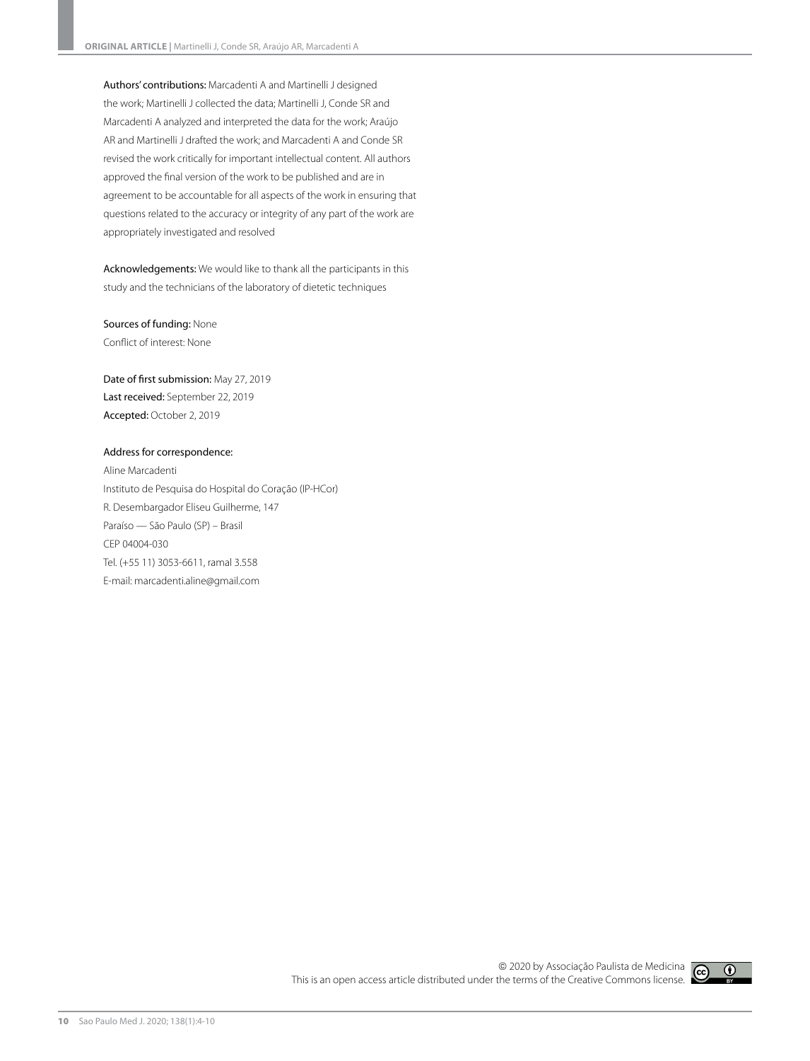**Authors' contributions:** Marcadenti A and Martinelli J designed the work; Martinelli J collected the data; Martinelli J, Conde SR and Marcadenti A analyzed and interpreted the data for the work; Araújo AR and Martinelli J drafted the work; and Marcadenti A and Conde SR revised the work critically for important intellectual content. All authors approved the final version of the work to be published and are in agreement to be accountable for all aspects of the work in ensuring that questions related to the accuracy or integrity of any part of the work are appropriately investigated and resolved

**Acknowledgements:** We would like to thank all the participants in this study and the technicians of the laboratory of dietetic techniques

**Sources of funding:** None
Conflict of interest: None

**Date of first submission:** May 27, 2019
**Last received:** September 22, 2019
**Accepted:** October 2, 2019

**Address for correspondence:**
Aline Marcadenti
Instituto de Pesquisa do Hospital do Coração (IP-HCor)
R. Desembargador Eliseu Guilherme, 147
Paraíso — São Paulo (SP) – Brasil
CEP 04004-030
Tel. (+55 11) 3053-6611, ramal 3.558
E-mail: marcadenti.aline@gmail.com

© 2020 by Associação Paulista de Medicina
This is an open access article distributed under the terms of the Creative Commons license.